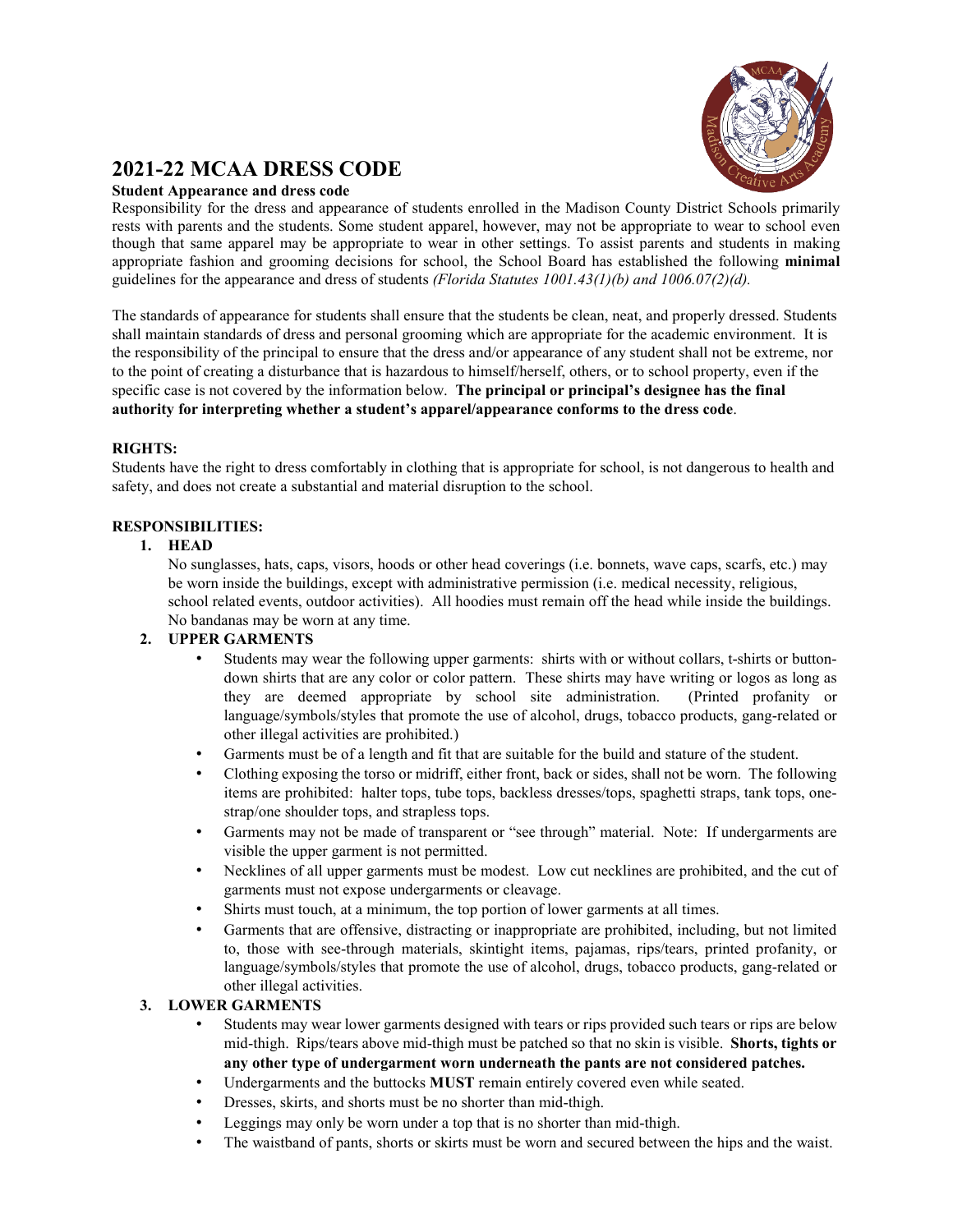# 2021-22 MCAA DRESS CODE

**Student Appearance and dress code**

Responsibility for the dress and appearance of students enrolled in the Madison County District Schools primarily rests with parents and the students. Some student apparel, however, may not be appropriate to wear to school even though that same apparel may be appropriate to wear in other settings. To assist parents and students in making appropriate fashion and grooming decisions for school, the School Board has established the following **minimal** guidelines for the appearance and dress of students *(Florida Statutes 1001.43(1)(b) and 1006.07(2)(d).*

The standards of appearance for students shall ensure that the students be clean, neat, and properly dressed. Students shall maintain standards of dress and personal grooming which are appropriate for the academic environment. It is the responsibility of the principal to ensure that the dress and/or appearance of any student shall not be extreme, nor to the point of creating a disturbance that is hazardous to himself/herself, others, or to school property, even if the specific case is not covered by the information below. **The principal or principal's designee has the final authority for interpreting whether a student's apparel/appearance conforms to the dress code**.

**RIGHTS:**

Students have the right to dress comfortably in clothing that is appropriate for school, is not dangerous to health and safety, and does not create a substantial and material disruption to the school.

**RESPONSIBILITIES:**

1. **HEAD**

   No sunglasses, hats, caps, visors, hoods or other head coverings (i.e. bonnets, wave caps, scarfs, etc.) may be worn inside the buildings, except with administrative permission (i.e. medical necessity, religious, school related events, outdoor activities). All hoodies must remain off the head while inside the buildings. No bandanas may be worn at any time.

2. **UPPER GARMENTS**
   - Students may wear the following upper garments: shirts with or without collars, t-shirts or button-down shirts that are any color or color pattern. These shirts may have writing or logos as long as they are deemed appropriate by school site administration. (Printed profanity or language/symbols/styles that promote the use of alcohol, drugs, tobacco products, gang-related or other illegal activities are prohibited.)
   - Garments must be of a length and fit that are suitable for the build and stature of the student.
   - Clothing exposing the torso or midriff, either front, back or sides, shall not be worn. The following items are prohibited: halter tops, tube tops, backless dresses/tops, spaghetti straps, tank tops, one-strap/one shoulder tops, and strapless tops.
   - Garments may not be made of transparent or "see through" material. Note: If undergarments are visible the upper garment is not permitted.
   - Necklines of all upper garments must be modest. Low cut necklines are prohibited, and the cut of garments must not expose undergarments or cleavage.
   - Shirts must touch, at a minimum, the top portion of lower garments at all times.
   - Garments that are offensive, distracting or inappropriate are prohibited, including, but not limited to, those with see-through materials, skintight items, pajamas, rips/tears, printed profanity, or language/symbols/styles that promote the use of alcohol, drugs, tobacco products, gang-related or other illegal activities.

3. **LOWER GARMENTS**
   - Students may wear lower garments designed with tears or rips provided such tears or rips are below mid-thigh. Rips/tears above mid-thigh must be patched so that no skin is visible. **Shorts, tights or any other type of undergarment worn underneath the pants are not considered patches.**
   - Undergarments and the buttocks **MUST** remain entirely covered even while seated.
   - Dresses, skirts, and shorts must be no shorter than mid-thigh.
   - Leggings may only be worn under a top that is no shorter than mid-thigh.
   - The waistband of pants, shorts or skirts must be worn and secured between the hips and the waist.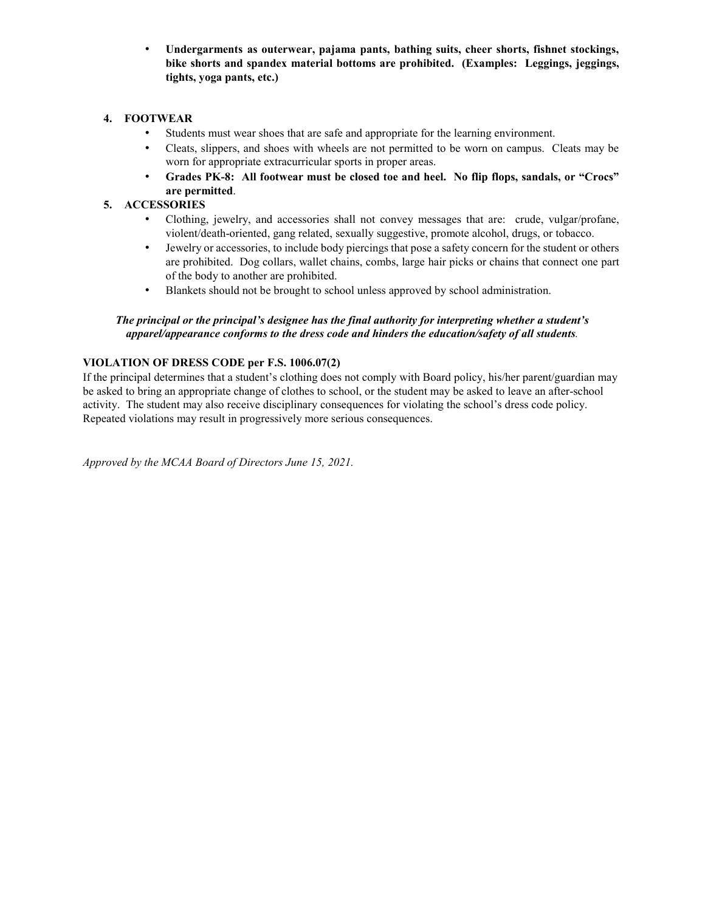- **Undergarments as outerwear, pajama pants, bathing suits, cheer shorts, fishnet stockings, bike shorts and spandex material bottoms are prohibited. (Examples: Leggings, jeggings, tights, yoga pants, etc.)**

**4. FOOTWEAR**

- Students must wear shoes that are safe and appropriate for the learning environment.
- Cleats, slippers, and shoes with wheels are not permitted to be worn on campus. Cleats may be worn for appropriate extracurricular sports in proper areas.
- **Grades PK-8: All footwear must be closed toe and heel. No flip flops, sandals, or "Crocs" are permitted**.

**5. ACCESSORIES**

- Clothing, jewelry, and accessories shall not convey messages that are: crude, vulgar/profane, violent/death-oriented, gang related, sexually suggestive, promote alcohol, drugs, or tobacco.
- Jewelry or accessories, to include body piercings that pose a safety concern for the student or others are prohibited. Dog collars, wallet chains, combs, large hair picks or chains that connect one part of the body to another are prohibited.
- Blankets should not be brought to school unless approved by school administration.

***The principal or the principal's designee has the final authority for interpreting whether a student's apparel/appearance conforms to the dress code and hinders the education/safety of all students***.

**VIOLATION OF DRESS CODE per F.S. 1006.07(2)**

If the principal determines that a student's clothing does not comply with Board policy, his/her parent/guardian may be asked to bring an appropriate change of clothes to school, or the student may be asked to leave an after-school activity. The student may also receive disciplinary consequences for violating the school's dress code policy. Repeated violations may result in progressively more serious consequences.

*Approved by the MCAA Board of Directors June 15, 2021.*